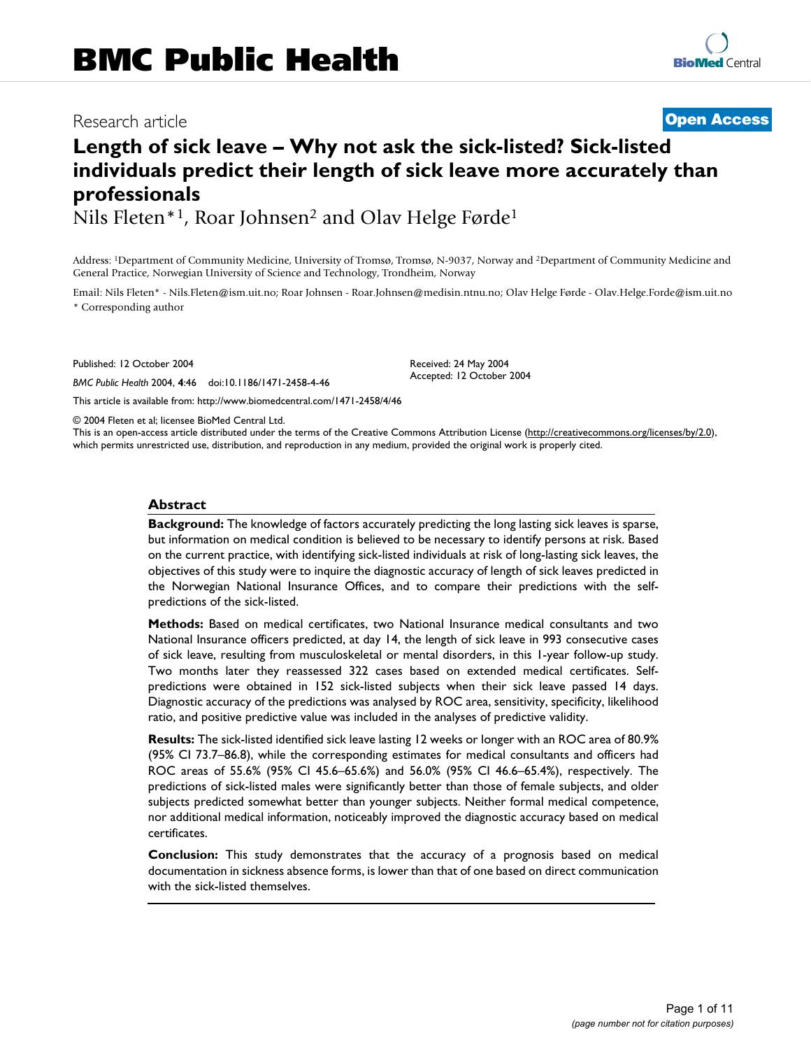# Length of sick leave – Why not ask the sick-listed? Sick-listed individuals predict their length of sick leave more accurately than professionals

Research article

**Open Access**

Nils Fleten*[1], Roar Johnsen[2] and Olav Helge Førde[1]

Address: [1]Department of Community Medicine, University of Tromsø, Tromsø, N-9037, Norway and [2]Department of Community Medicine and General Practice, Norwegian University of Science and Technology, Trondheim, Norway

Email: Nils Fleten* - Nils.Fleten@ism.uit.no; Roar Johnsen - Roar.Johnsen@medisin.ntnu.no; Olav Helge Førde - Olav.Helge.Forde@ism.uit.no

\* Corresponding author

Published: 12 October 2004

*BMC Public Health* 2004, **4**:46 doi:10.1186/1471-2458-4-46

Received: 24 May 2004

Accepted: 12 October 2004

This article is available from: http://www.biomedcentral.com/1471-2458/4/46

© 2004 Fleten et al; licensee BioMed Central Ltd.

This is an open-access article distributed under the terms of the Creative Commons Attribution License (http://creativecommons.org/licenses/by/2.0), which permits unrestricted use, distribution, and reproduction in any medium, provided the original work is properly cited.

## Abstract

**Background:** The knowledge of factors accurately predicting the long lasting sick leaves is sparse, but information on medical condition is believed to be necessary to identify persons at risk. Based on the current practice, with identifying sick-listed individuals at risk of long-lasting sick leaves, the objectives of this study were to inquire the diagnostic accuracy of length of sick leaves predicted in the Norwegian National Insurance Offices, and to compare their predictions with the self-predictions of the sick-listed.

**Methods:** Based on medical certificates, two National Insurance medical consultants and two National Insurance officers predicted, at day 14, the length of sick leave in 993 consecutive cases of sick leave, resulting from musculoskeletal or mental disorders, in this 1-year follow-up study. Two months later they reassessed 322 cases based on extended medical certificates. Self-predictions were obtained in 152 sick-listed subjects when their sick leave passed 14 days. Diagnostic accuracy of the predictions was analysed by ROC area, sensitivity, specificity, likelihood ratio, and positive predictive value was included in the analyses of predictive validity.

**Results:** The sick-listed identified sick leave lasting 12 weeks or longer with an ROC area of 80.9% (95% CI 73.7–86.8), while the corresponding estimates for medical consultants and officers had ROC areas of 55.6% (95% CI 45.6–65.6%) and 56.0% (95% CI 46.6–65.4%), respectively. The predictions of sick-listed males were significantly better than those of female subjects, and older subjects predicted somewhat better than younger subjects. Neither formal medical competence, nor additional medical information, noticeably improved the diagnostic accuracy based on medical certificates.

**Conclusion:** This study demonstrates that the accuracy of a prognosis based on medical documentation in sickness absence forms, is lower than that of one based on direct communication with the sick-listed themselves.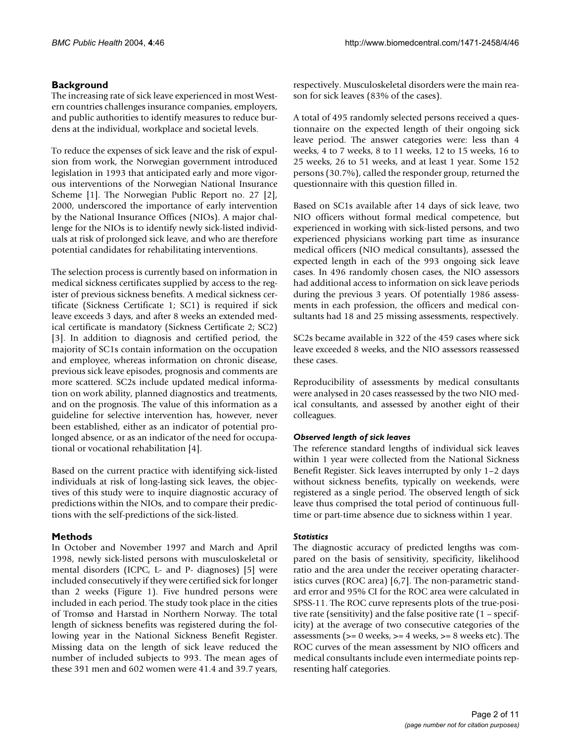## Background

The increasing rate of sick leave experienced in most Western countries challenges insurance companies, employers, and public authorities to identify measures to reduce burdens at the individual, workplace and societal levels.

To reduce the expenses of sick leave and the risk of expulsion from work, the Norwegian government introduced legislation in 1993 that anticipated early and more vigorous interventions of the Norwegian National Insurance Scheme [1]. The Norwegian Public Report no. 27 [2], 2000, underscored the importance of early intervention by the National Insurance Offices (NIOs). A major challenge for the NIOs is to identify newly sick-listed individuals at risk of prolonged sick leave, and who are therefore potential candidates for rehabilitating interventions.

The selection process is currently based on information in medical sickness certificates supplied by access to the register of previous sickness benefits. A medical sickness certificate (Sickness Certificate 1; SC1) is required if sick leave exceeds 3 days, and after 8 weeks an extended medical certificate is mandatory (Sickness Certificate 2; SC2) [3]. In addition to diagnosis and certified period, the majority of SC1s contain information on the occupation and employee, whereas information on chronic disease, previous sick leave episodes, prognosis and comments are more scattered. SC2s include updated medical information on work ability, planned diagnostics and treatments, and on the prognosis. The value of this information as a guideline for selective intervention has, however, never been established, either as an indicator of potential prolonged absence, or as an indicator of the need for occupational or vocational rehabilitation [4].

Based on the current practice with identifying sick-listed individuals at risk of long-lasting sick leaves, the objectives of this study were to inquire diagnostic accuracy of predictions within the NIOs, and to compare their predictions with the self-predictions of the sick-listed.

## Methods

In October and November 1997 and March and April 1998, newly sick-listed persons with musculoskeletal or mental disorders (ICPC, L- and P- diagnoses) [5] were included consecutively if they were certified sick for longer than 2 weeks (Figure 1). Five hundred persons were included in each period. The study took place in the cities of Tromsø and Harstad in Northern Norway. The total length of sickness benefits was registered during the following year in the National Sickness Benefit Register. Missing data on the length of sick leave reduced the number of included subjects to 993. The mean ages of these 391 men and 602 women were 41.4 and 39.7 years, respectively. Musculoskeletal disorders were the main reason for sick leaves (83% of the cases).

A total of 495 randomly selected persons received a questionnaire on the expected length of their ongoing sick leave period. The answer categories were: less than 4 weeks, 4 to 7 weeks, 8 to 11 weeks, 12 to 15 weeks, 16 to 25 weeks, 26 to 51 weeks, and at least 1 year. Some 152 persons (30.7%), called the responder group, returned the questionnaire with this question filled in.

Based on SC1s available after 14 days of sick leave, two NIO officers without formal medical competence, but experienced in working with sick-listed persons, and two experienced physicians working part time as insurance medical officers (NIO medical consultants), assessed the expected length in each of the 993 ongoing sick leave cases. In 496 randomly chosen cases, the NIO assessors had additional access to information on sick leave periods during the previous 3 years. Of potentially 1986 assessments in each profession, the officers and medical consultants had 18 and 25 missing assessments, respectively.

SC2s became available in 322 of the 459 cases where sick leave exceeded 8 weeks, and the NIO assessors reassessed these cases.

Reproducibility of assessments by medical consultants were analysed in 20 cases reassessed by the two NIO medical consultants, and assessed by another eight of their colleagues.

### *Observed length of sick leaves*

The reference standard lengths of individual sick leaves within 1 year were collected from the National Sickness Benefit Register. Sick leaves interrupted by only 1–2 days without sickness benefits, typically on weekends, were registered as a single period. The observed length of sick leave thus comprised the total period of continuous full-time or part-time absence due to sickness within 1 year.

### *Statistics*

The diagnostic accuracy of predicted lengths was compared on the basis of sensitivity, specificity, likelihood ratio and the area under the receiver operating characteristics curves (ROC area) [6,7]. The non-parametric standard error and 95% CI for the ROC area were calculated in SPSS-11. The ROC curve represents plots of the true-positive rate (sensitivity) and the false positive rate (1 – specificity) at the average of two consecutive categories of the assessments (>= 0 weeks, >= 4 weeks, >= 8 weeks etc). The ROC curves of the mean assessment by NIO officers and medical consultants include even intermediate points representing half categories.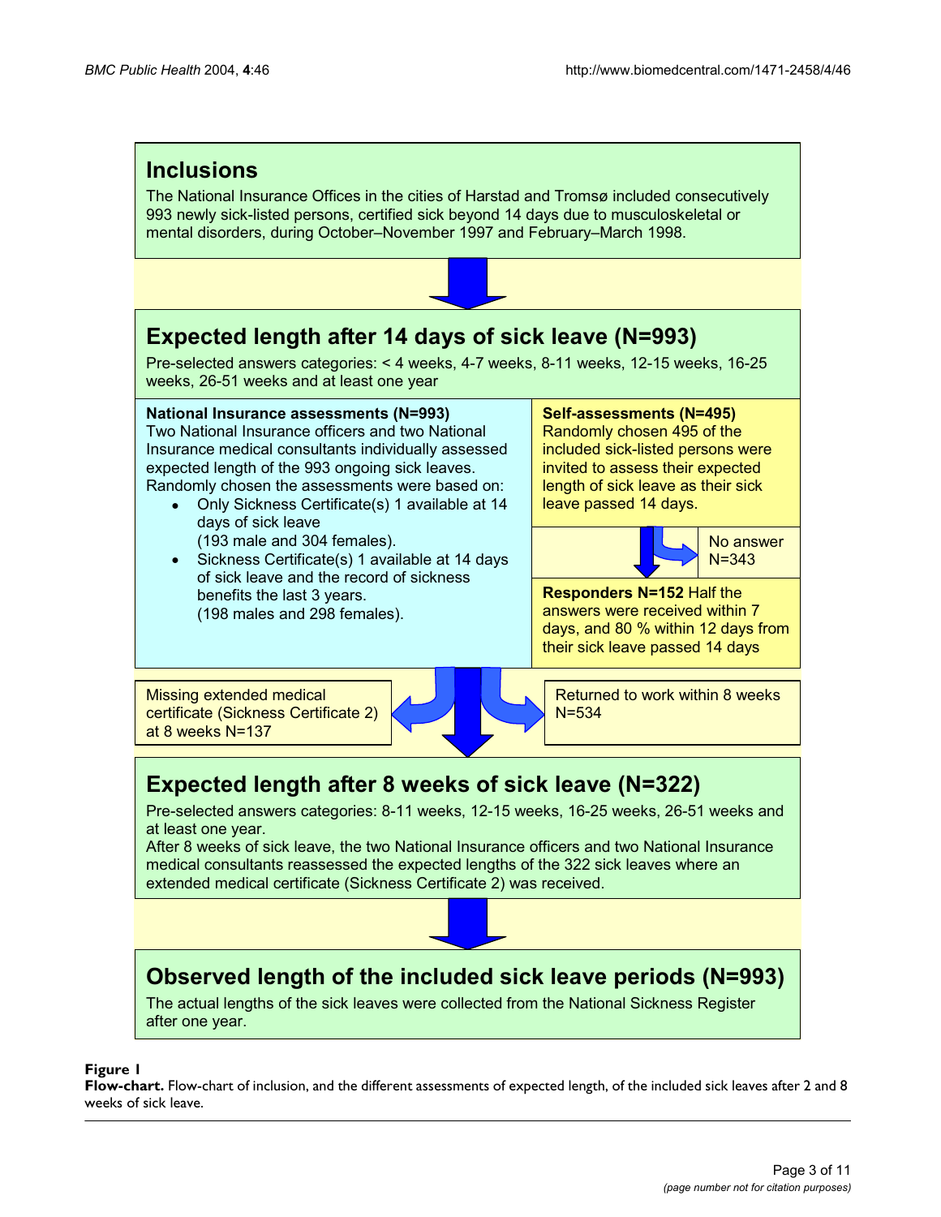## Inclusions

The National Insurance Offices in the cities of Harstad and Tromsø included consecutively 993 newly sick-listed persons, certified sick beyond 14 days due to musculoskeletal or mental disorders, during October–November 1997 and February–March 1998.

## Expected length after 14 days of sick leave (N=993)

Pre-selected answers categories: < 4 weeks, 4-7 weeks, 8-11 weeks, 12-15 weeks, 16-25 weeks, 26-51 weeks and at least one year

**National Insurance assessments (N=993)**
Two National Insurance officers and two National Insurance medical consultants individually assessed expected length of the 993 ongoing sick leaves. Randomly chosen the assessments were based on:

- Only Sickness Certificate(s) 1 available at 14 days of sick leave (193 male and 304 females).
- Sickness Certificate(s) 1 available at 14 days of sick leave and the record of sickness benefits the last 3 years. (198 males and 298 females).

**Self-assessments (N=495)**
Randomly chosen 495 of the included sick-listed persons were invited to assess their expected length of sick leave as their sick leave passed 14 days.

No answer N=343

**Responders N=152** Half the answers were received within 7 days, and 80 % within 12 days from their sick leave passed 14 days

Missing extended medical certificate (Sickness Certificate 2) at 8 weeks N=137

Returned to work within 8 weeks N=534

## Expected length after 8 weeks of sick leave (N=322)

Pre-selected answers categories: 8-11 weeks, 12-15 weeks, 16-25 weeks, 26-51 weeks and at least one year.
After 8 weeks of sick leave, the two National Insurance officers and two National Insurance medical consultants reassessed the expected lengths of the 322 sick leaves where an extended medical certificate (Sickness Certificate 2) was received.

## Observed length of the included sick leave periods (N=993)

The actual lengths of the sick leaves were collected from the National Sickness Register after one year.

**Figure 1**
**Flow-chart.** Flow-chart of inclusion, and the different assessments of expected length, of the included sick leaves after 2 and 8 weeks of sick leave.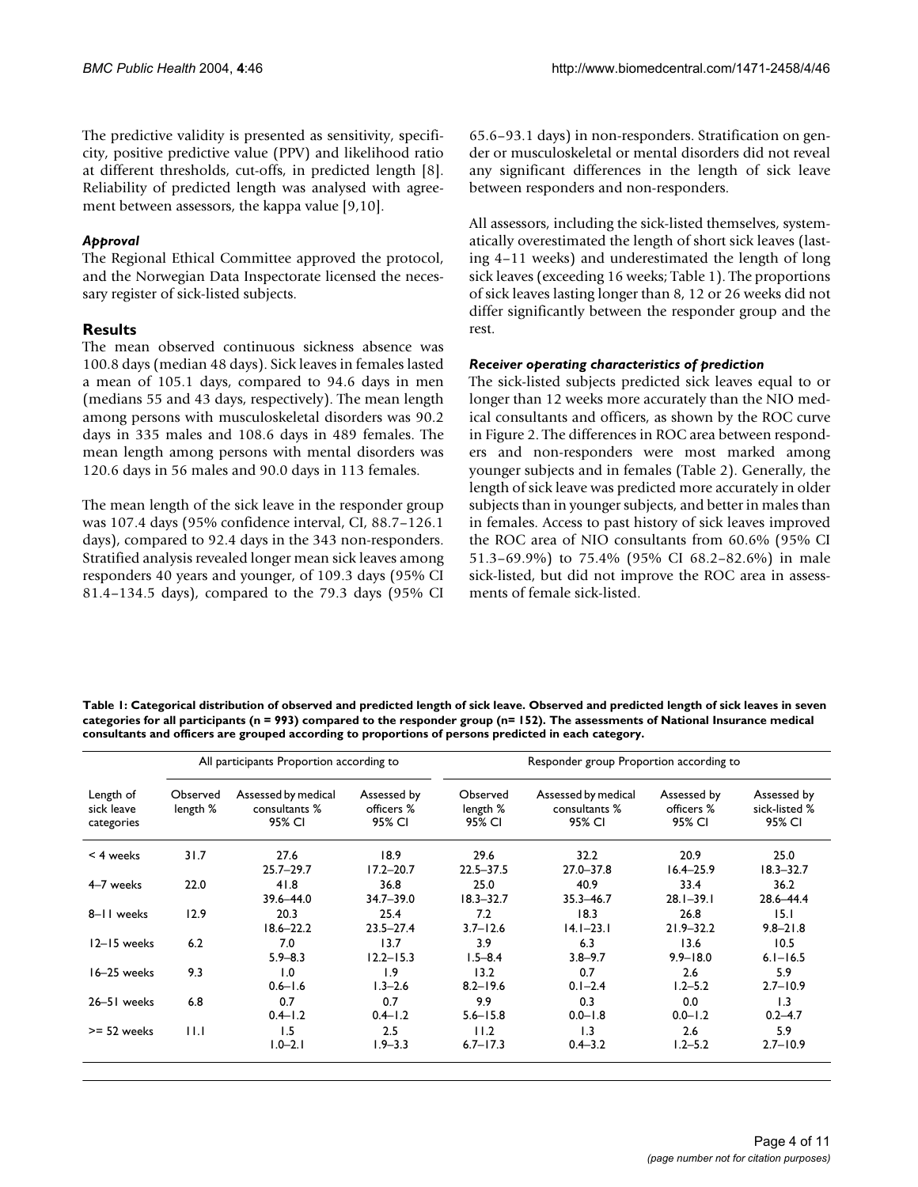The predictive validity is presented as sensitivity, specificity, positive predictive value (PPV) and likelihood ratio at different thresholds, cut-offs, in predicted length [8]. Reliability of predicted length was analysed with agreement between assessors, the kappa value [9,10].

### *Approval*

The Regional Ethical Committee approved the protocol, and the Norwegian Data Inspectorate licensed the necessary register of sick-listed subjects.

## Results

The mean observed continuous sickness absence was 100.8 days (median 48 days). Sick leaves in females lasted a mean of 105.1 days, compared to 94.6 days in men (medians 55 and 43 days, respectively). The mean length among persons with musculoskeletal disorders was 90.2 days in 335 males and 108.6 days in 489 females. The mean length among persons with mental disorders was 120.6 days in 56 males and 90.0 days in 113 females.

The mean length of the sick leave in the responder group was 107.4 days (95% confidence interval, CI, 88.7–126.1 days), compared to 92.4 days in the 343 non-responders. Stratified analysis revealed longer mean sick leaves among responders 40 years and younger, of 109.3 days (95% CI 81.4–134.5 days), compared to the 79.3 days (95% CI 65.6–93.1 days) in non-responders. Stratification on gender or musculoskeletal or mental disorders did not reveal any significant differences in the length of sick leave between responders and non-responders.

All assessors, including the sick-listed themselves, systematically overestimated the length of short sick leaves (lasting 4–11 weeks) and underestimated the length of long sick leaves (exceeding 16 weeks; Table 1). The proportions of sick leaves lasting longer than 8, 12 or 26 weeks did not differ significantly between the responder group and the rest.

### *Receiver operating characteristics of prediction*

The sick-listed subjects predicted sick leaves equal to or longer than 12 weeks more accurately than the NIO medical consultants and officers, as shown by the ROC curve in Figure 2. The differences in ROC area between responders and non-responders were most marked among younger subjects and in females (Table 2). Generally, the length of sick leave was predicted more accurately in older subjects than in younger subjects, and better in males than in females. Access to past history of sick leaves improved the ROC area of NIO consultants from 60.6% (95% CI 51.3–69.9%) to 75.4% (95% CI 68.2–82.6%) in male sick-listed, but did not improve the ROC area in assessments of female sick-listed.

**Table 1: Categorical distribution of observed and predicted length of sick leave. Observed and predicted length of sick leaves in seven categories for all participants (n = 993) compared to the responder group (n= 152). The assessments of National Insurance medical consultants and officers are grouped according to proportions of persons predicted in each category.**

| | All participants Proportion according to | | | Responder group Proportion according to | | | |
|---|---|---|---|---|---|---|---|
| Length of sick leave categories | Observed length % | Assessed by medical consultants % 95% CI | Assessed by officers % 95% CI | Observed length % 95% CI | Assessed by medical consultants % 95% CI | Assessed by officers % 95% CI | Assessed by sick-listed % 95% CI |
| < 4 weeks | 31.7 | 27.6 25.7–29.7 | 18.9 17.2–20.7 | 29.6 22.5–37.5 | 32.2 27.0–37.8 | 20.9 16.4–25.9 | 25.0 18.3–32.7 |
| 4–7 weeks | 22.0 | 41.8 39.6–44.0 | 36.8 34.7–39.0 | 25.0 18.3–32.7 | 40.9 35.3–46.7 | 33.4 28.1–39.1 | 36.2 28.6–44.4 |
| 8–11 weeks | 12.9 | 20.3 18.6–22.2 | 25.4 23.5–27.4 | 7.2 3.7–12.6 | 18.3 14.1–23.1 | 26.8 21.9–32.2 | 15.1 9.8–21.8 |
| 12–15 weeks | 6.2 | 7.0 5.9–8.3 | 13.7 12.2–15.3 | 3.9 1.5–8.4 | 6.3 3.8–9.7 | 13.6 9.9–18.0 | 10.5 6.1–16.5 |
| 16–25 weeks | 9.3 | 1.0 0.6–1.6 | 1.9 1.3–2.6 | 13.2 8.2–19.6 | 0.7 0.1–2.4 | 2.6 1.2–5.2 | 5.9 2.7–10.9 |
| 26–51 weeks | 6.8 | 0.7 0.4–1.2 | 0.7 0.4–1.2 | 9.9 5.6–15.8 | 0.3 0.0–1.8 | 0.0 0.0–1.2 | 1.3 0.2–4.7 |
| >= 52 weeks | 11.1 | 1.5 1.0–2.1 | 2.5 1.9–3.3 | 11.2 6.7–17.3 | 1.3 0.4–3.2 | 2.6 1.2–5.2 | 5.9 2.7–10.9 |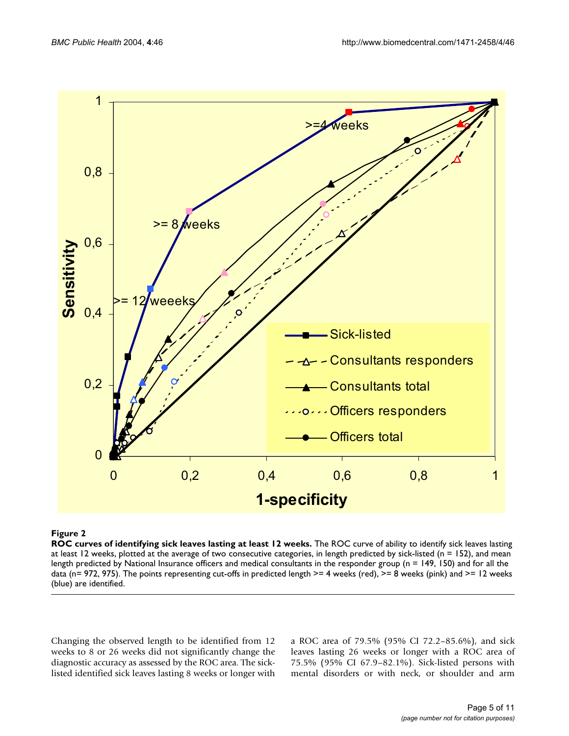**Figure 2**

**ROC curves of identifying sick leaves lasting at least 12 weeks.** The ROC curve of ability to identify sick leaves lasting at least 12 weeks, plotted at the average of two consecutive categories, in length predicted by sick-listed (n = 152), and mean length predicted by National Insurance officers and medical consultants in the responder group (n = 149, 150) and for all the data (n= 972, 975). The points representing cut-offs in predicted length >= 4 weeks (red), >= 8 weeks (pink) and >= 12 weeks (blue) are identified.

Changing the observed length to be identified from 12 weeks to 8 or 26 weeks did not significantly change the diagnostic accuracy as assessed by the ROC area. The sick-listed identified sick leaves lasting 8 weeks or longer with a ROC area of 79.5% (95% CI 72.2–85.6%), and sick leaves lasting 26 weeks or longer with a ROC area of 75.5% (95% CI 67.9–82.1%). Sick-listed persons with mental disorders or with neck, or shoulder and arm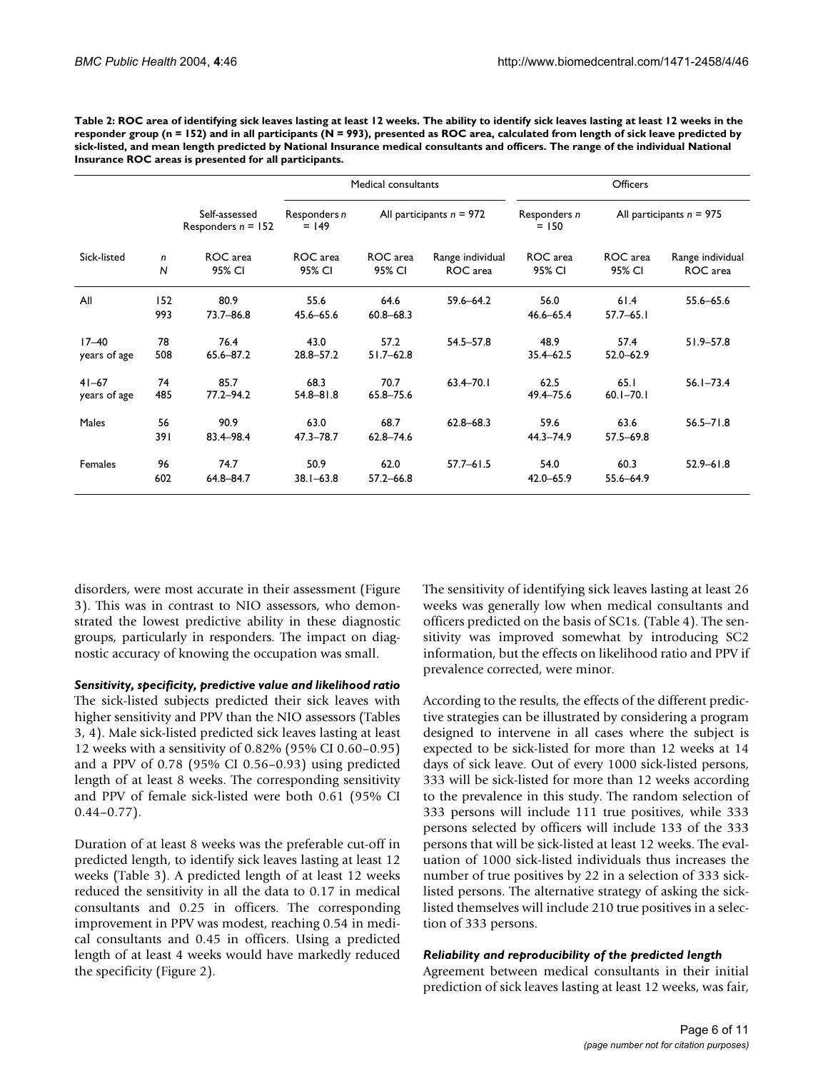**Table 2: ROC area of identifying sick leaves lasting at least 12 weeks. The ability to identify sick leaves lasting at least 12 weeks in the responder group (n = 152) and in all participants (N = 993), presented as ROC area, calculated from length of sick leave predicted by sick-listed, and mean length predicted by National Insurance medical consultants and officers. The range of the individual National Insurance ROC areas is presented for all participants.**

| | | | Medical consultants | | | Officers | | |
|---|---|---|---|---|---|---|---|---|
| | | Self-assessed Responders *n* = 152 | Responders *n* = 149 | All participants *n* = 972 | | Responders *n* = 150 | All participants *n* = 975 | |
| Sick-listed | *n* *N* | ROC area 95% CI | ROC area 95% CI | ROC area 95% CI | Range individual ROC area | ROC area 95% CI | ROC area 95% CI | Range individual ROC area |
| All | 152 993 | 80.9 73.7–86.8 | 55.6 45.6–65.6 | 64.6 60.8–68.3 | 59.6–64.2 | 56.0 46.6–65.4 | 61.4 57.7–65.1 | 55.6–65.6 |
| 17–40 years of age | 78 508 | 76.4 65.6–87.2 | 43.0 28.8–57.2 | 57.2 51.7–62.8 | 54.5–57.8 | 48.9 35.4–62.5 | 57.4 52.0–62.9 | 51.9–57.8 |
| 41–67 years of age | 74 485 | 85.7 77.2–94.2 | 68.3 54.8–81.8 | 70.7 65.8–75.6 | 63.4–70.1 | 62.5 49.4–75.6 | 65.1 60.1–70.1 | 56.1–73.4 |
| Males | 56 391 | 90.9 83.4–98.4 | 63.0 47.3–78.7 | 68.7 62.8–74.6 | 62.8–68.3 | 59.6 44.3–74.9 | 63.6 57.5–69.8 | 56.5–71.8 |
| Females | 96 602 | 74.7 64.8–84.7 | 50.9 38.1–63.8 | 62.0 57.2–66.8 | 57.7–61.5 | 54.0 42.0–65.9 | 60.3 55.6–64.9 | 52.9–61.8 |

disorders, were most accurate in their assessment (Figure 3). This was in contrast to NIO assessors, who demonstrated the lowest predictive ability in these diagnostic groups, particularly in responders. The impact on diagnostic accuracy of knowing the occupation was small.

### *Sensitivity, specificity, predictive value and likelihood ratio*

The sick-listed subjects predicted their sick leaves with higher sensitivity and PPV than the NIO assessors (Tables 3, 4). Male sick-listed predicted sick leaves lasting at least 12 weeks with a sensitivity of 0.82% (95% CI 0.60–0.95) and a PPV of 0.78 (95% CI 0.56–0.93) using predicted length of at least 8 weeks. The corresponding sensitivity and PPV of female sick-listed were both 0.61 (95% CI 0.44–0.77).

Duration of at least 8 weeks was the preferable cut-off in predicted length, to identify sick leaves lasting at least 12 weeks (Table 3). A predicted length of at least 12 weeks reduced the sensitivity in all the data to 0.17 in medical consultants and 0.25 in officers. The corresponding improvement in PPV was modest, reaching 0.54 in medical consultants and 0.45 in officers. Using a predicted length of at least 4 weeks would have markedly reduced the specificity (Figure 2).

The sensitivity of identifying sick leaves lasting at least 26 weeks was generally low when medical consultants and officers predicted on the basis of SC1s. (Table 4). The sensitivity was improved somewhat by introducing SC2 information, but the effects on likelihood ratio and PPV if prevalence corrected, were minor.

According to the results, the effects of the different predictive strategies can be illustrated by considering a program designed to intervene in all cases where the subject is expected to be sick-listed for more than 12 weeks at 14 days of sick leave. Out of every 1000 sick-listed persons, 333 will be sick-listed for more than 12 weeks according to the prevalence in this study. The random selection of 333 persons will include 111 true positives, while 333 persons selected by officers will include 133 of the 333 persons that will be sick-listed at least 12 weeks. The evaluation of 1000 sick-listed individuals thus increases the number of true positives by 22 in a selection of 333 sick-listed persons. The alternative strategy of asking the sick-listed themselves will include 210 true positives in a selection of 333 persons.

### *Reliability and reproducibility of the predicted length*

Agreement between medical consultants in their initial prediction of sick leaves lasting at least 12 weeks, was fair,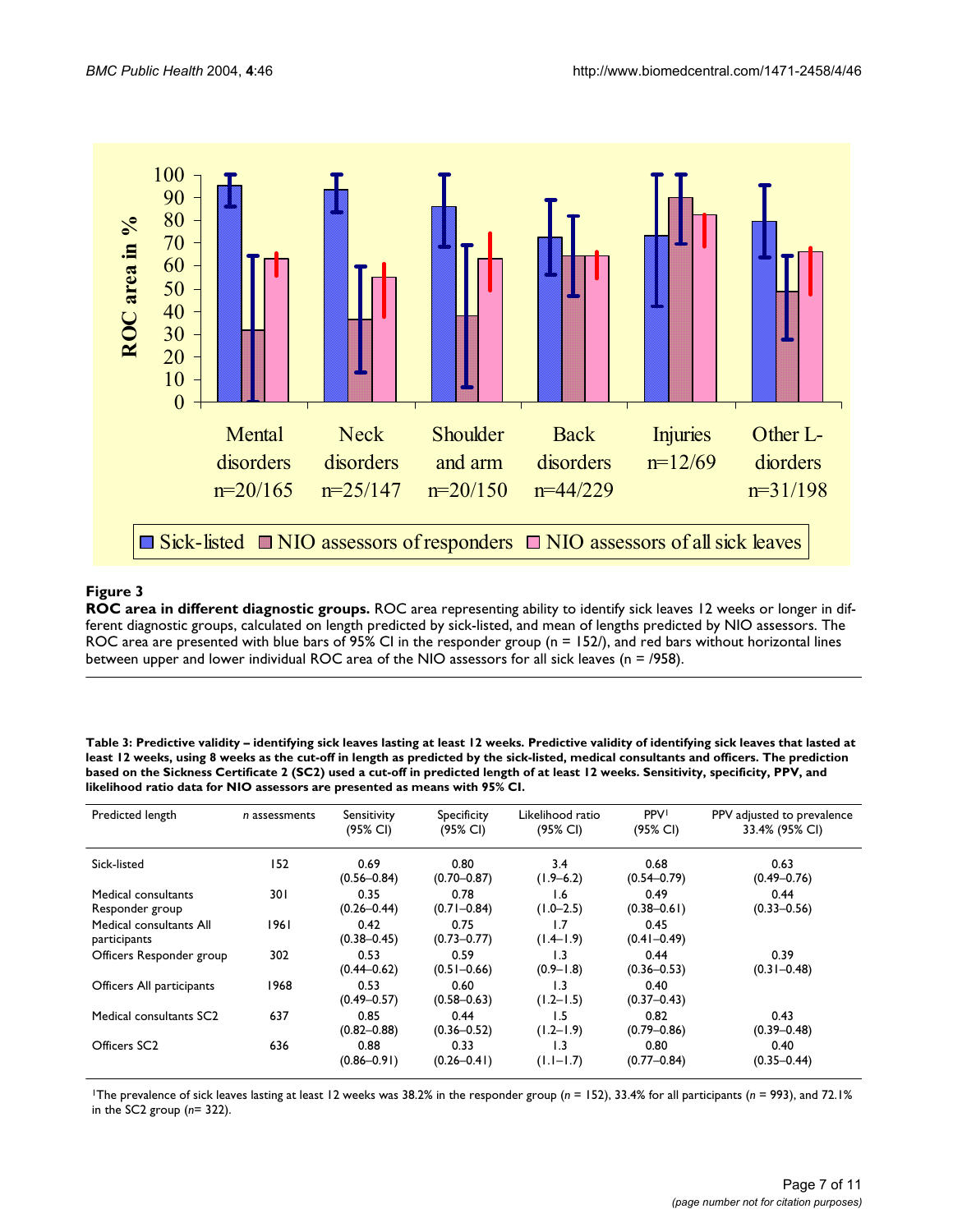**Figure 3**

**ROC area in different diagnostic groups.** ROC area representing ability to identify sick leaves 12 weeks or longer in different diagnostic groups, calculated on length predicted by sick-listed, and mean of lengths predicted by NIO assessors. The ROC area are presented with blue bars of 95% CI in the responder group (n = 152/), and red bars without horizontal lines between upper and lower individual ROC area of the NIO assessors for all sick leaves (n = /958).

**Table 3: Predictive validity – identifying sick leaves lasting at least 12 weeks. Predictive validity of identifying sick leaves that lasted at least 12 weeks, using 8 weeks as the cut-off in length as predicted by the sick-listed, medical consultants and officers. The prediction based on the Sickness Certificate 2 (SC2) used a cut-off in predicted length of at least 12 weeks. Sensitivity, specificity, PPV, and likelihood ratio data for NIO assessors are presented as means with 95% CI.**

| Predicted length | *n* assessments | Sensitivity (95% CI) | Specificity (95% CI) | Likelihood ratio (95% CI) | PPV[1] (95% CI) | PPV adjusted to prevalence 33.4% (95% CI) |
|---|---|---|---|---|---|---|
| Sick-listed | 152 | 0.69 (0.56–0.84) | 0.80 (0.70–0.87) | 3.4 (1.9–6.2) | 0.68 (0.54–0.79) | 0.63 (0.49–0.76) |
| Medical consultants Responder group | 301 | 0.35 (0.26–0.44) | 0.78 (0.71–0.84) | 1.6 (1.0–2.5) | 0.49 (0.38–0.61) | 0.44 (0.33–0.56) |
| Medical consultants All participants | 1961 | 0.42 (0.38–0.45) | 0.75 (0.73–0.77) | 1.7 (1.4–1.9) | 0.45 (0.41–0.49) | |
| Officers Responder group | 302 | 0.53 (0.44–0.62) | 0.59 (0.51–0.66) | 1.3 (0.9–1.8) | 0.44 (0.36–0.53) | 0.39 (0.31–0.48) |
| Officers All participants | 1968 | 0.53 (0.49–0.57) | 0.60 (0.58–0.63) | 1.3 (1.2–1.5) | 0.40 (0.37–0.43) | |
| Medical consultants SC2 | 637 | 0.85 (0.82–0.88) | 0.44 (0.36–0.52) | 1.5 (1.2–1.9) | 0.82 (0.79–0.86) | 0.43 (0.39–0.48) |
| Officers SC2 | 636 | 0.88 (0.86–0.91) | 0.33 (0.26–0.41) | 1.3 (1.1–1.7) | 0.80 (0.77–0.84) | 0.40 (0.35–0.44) |

[1]The prevalence of sick leaves lasting at least 12 weeks was 38.2% in the responder group (*n* = 152), 33.4% for all participants (*n* = 993), and 72.1% in the SC2 group (*n*= 322).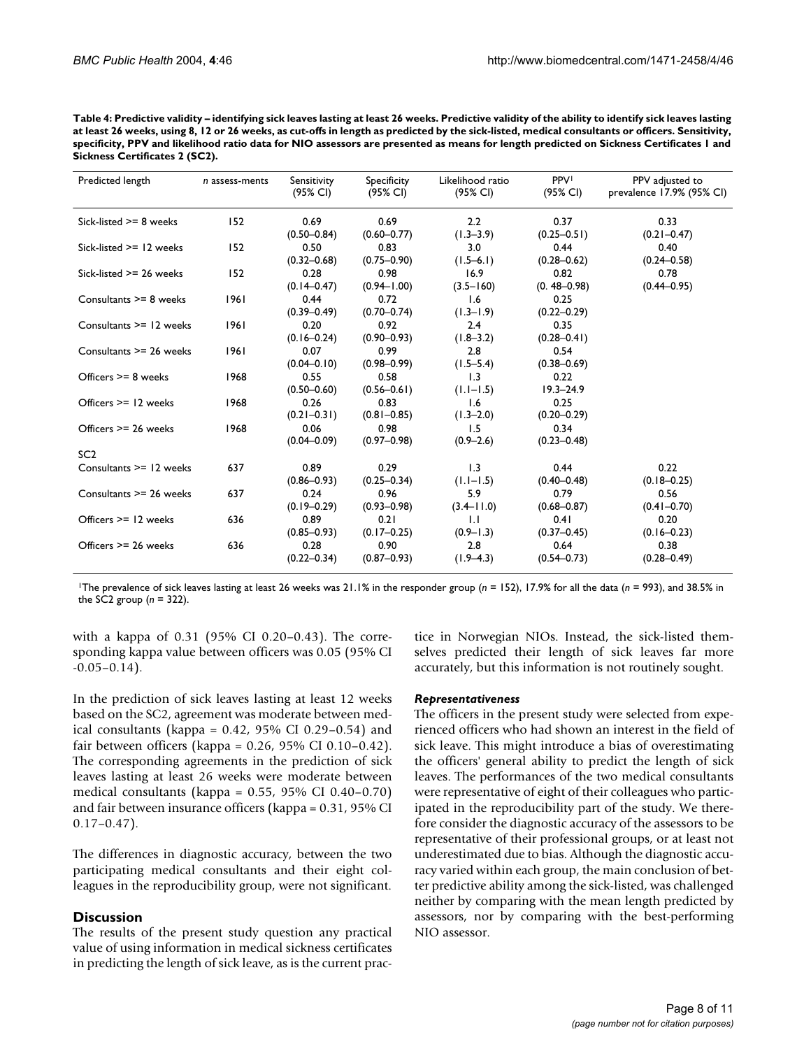**Table 4: Predictive validity – identifying sick leaves lasting at least 26 weeks. Predictive validity of the ability to identify sick leaves lasting at least 26 weeks, using 8, 12 or 26 weeks, as cut-offs in length as predicted by the sick-listed, medical consultants or officers. Sensitivity, specificity, PPV and likelihood ratio data for NIO assessors are presented as means for length predicted on Sickness Certificates 1 and Sickness Certificates 2 (SC2).**

| Predicted length | *n* assess-ments | Sensitivity (95% CI) | Specificity (95% CI) | Likelihood ratio (95% CI) | PPV[1] (95% CI) | PPV adjusted to prevalence 17.9% (95% CI) |
|---|---|---|---|---|---|---|
| Sick-listed >= 8 weeks | 152 | 0.69 (0.50–0.84) | 0.69 (0.60–0.77) | 2.2 (1.3–3.9) | 0.37 (0.25–0.51) | 0.33 (0.21–0.47) |
| Sick-listed >= 12 weeks | 152 | 0.50 (0.32–0.68) | 0.83 (0.75–0.90) | 3.0 (1.5–6.1) | 0.44 (0.28–0.62) | 0.40 (0.24–0.58) |
| Sick-listed >= 26 weeks | 152 | 0.28 (0.14–0.47) | 0.98 (0.94–1.00) | 16.9 (3.5–160) | 0.82 (0. 48–0.98) | 0.78 (0.44–0.95) |
| Consultants >= 8 weeks | 1961 | 0.44 (0.39–0.49) | 0.72 (0.70–0.74) | 1.6 (1.3–1.9) | 0.25 (0.22–0.29) | |
| Consultants >= 12 weeks | 1961 | 0.20 (0.16–0.24) | 0.92 (0.90–0.93) | 2.4 (1.8–3.2) | 0.35 (0.28–0.41) | |
| Consultants >= 26 weeks | 1961 | 0.07 (0.04–0.10) | 0.99 (0.98–0.99) | 2.8 (1.5–5.4) | 0.54 (0.38–0.69) | |
| Officers >= 8 weeks | 1968 | 0.55 (0.50–0.60) | 0.58 (0.56–0.61) | 1.3 (1.1–1.5) | 0.22 19.3–24.9 | |
| Officers >= 12 weeks | 1968 | 0.26 (0.21–0.31) | 0.83 (0.81–0.85) | 1.6 (1.3–2.0) | 0.25 (0.20–0.29) | |
| Officers >= 26 weeks | 1968 | 0.06 (0.04–0.09) | 0.98 (0.97–0.98) | 1.5 (0.9–2.6) | 0.34 (0.23–0.48) | |
| SC2 | | | | | | |
| Consultants >= 12 weeks | 637 | 0.89 (0.86–0.93) | 0.29 (0.25–0.34) | 1.3 (1.1–1.5) | 0.44 (0.40–0.48) | 0.22 (0.18–0.25) |
| Consultants >= 26 weeks | 637 | 0.24 (0.19–0.29) | 0.96 (0.93–0.98) | 5.9 (3.4–11.0) | 0.79 (0.68–0.87) | 0.56 (0.41–0.70) |
| Officers >= 12 weeks | 636 | 0.89 (0.85–0.93) | 0.21 (0.17–0.25) | 1.1 (0.9–1.3) | 0.41 (0.37–0.45) | 0.20 (0.16–0.23) |
| Officers >= 26 weeks | 636 | 0.28 (0.22–0.34) | 0.90 (0.87–0.93) | 2.8 (1.9–4.3) | 0.64 (0.54–0.73) | 0.38 (0.28–0.49) |

[1]The prevalence of sick leaves lasting at least 26 weeks was 21.1% in the responder group ($n$ = 152), 17.9% for all the data ($n$ = 993), and 38.5% in the SC2 group ($n$ = 322).

with a kappa of 0.31 (95% CI 0.20–0.43). The corresponding kappa value between officers was 0.05 (95% CI -0.05–0.14).

In the prediction of sick leaves lasting at least 12 weeks based on the SC2, agreement was moderate between medical consultants (kappa = 0.42, 95% CI 0.29–0.54) and fair between officers (kappa = 0.26, 95% CI 0.10–0.42). The corresponding agreements in the prediction of sick leaves lasting at least 26 weeks were moderate between medical consultants (kappa = 0.55, 95% CI 0.40–0.70) and fair between insurance officers (kappa = 0.31, 95% CI 0.17–0.47).

The differences in diagnostic accuracy, between the two participating medical consultants and their eight colleagues in the reproducibility group, were not significant.

## Discussion

The results of the present study question any practical value of using information in medical sickness certificates in predicting the length of sick leave, as is the current practice in Norwegian NIOs. Instead, the sick-listed themselves predicted their length of sick leaves far more accurately, but this information is not routinely sought.

### *Representativeness*

The officers in the present study were selected from experienced officers who had shown an interest in the field of sick leave. This might introduce a bias of overestimating the officers' general ability to predict the length of sick leaves. The performances of the two medical consultants were representative of eight of their colleagues who participated in the reproducibility part of the study. We therefore consider the diagnostic accuracy of the assessors to be representative of their professional groups, or at least not underestimated due to bias. Although the diagnostic accuracy varied within each group, the main conclusion of better predictive ability among the sick-listed, was challenged neither by comparing with the mean length predicted by assessors, nor by comparing with the best-performing NIO assessor.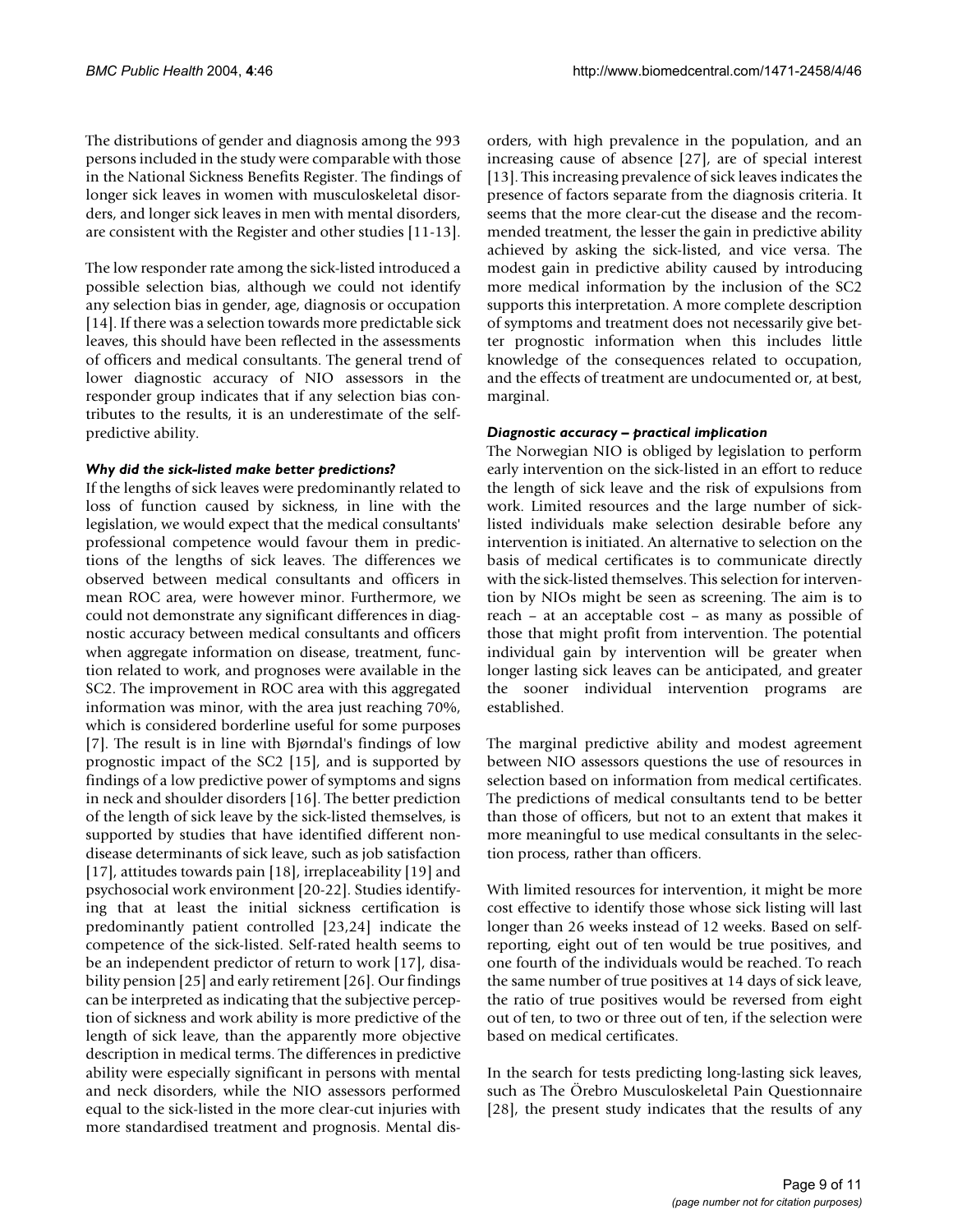The distributions of gender and diagnosis among the 993 persons included in the study were comparable with those in the National Sickness Benefits Register. The findings of longer sick leaves in women with musculoskeletal disorders, and longer sick leaves in men with mental disorders, are consistent with the Register and other studies [11-13].

The low responder rate among the sick-listed introduced a possible selection bias, although we could not identify any selection bias in gender, age, diagnosis or occupation [14]. If there was a selection towards more predictable sick leaves, this should have been reflected in the assessments of officers and medical consultants. The general trend of lower diagnostic accuracy of NIO assessors in the responder group indicates that if any selection bias contributes to the results, it is an underestimate of the self-predictive ability.

### *Why did the sick-listed make better predictions?*

If the lengths of sick leaves were predominantly related to loss of function caused by sickness, in line with the legislation, we would expect that the medical consultants' professional competence would favour them in predictions of the lengths of sick leaves. The differences we observed between medical consultants and officers in mean ROC area, were however minor. Furthermore, we could not demonstrate any significant differences in diagnostic accuracy between medical consultants and officers when aggregate information on disease, treatment, function related to work, and prognoses were available in the SC2. The improvement in ROC area with this aggregated information was minor, with the area just reaching 70%, which is considered borderline useful for some purposes [7]. The result is in line with Bjørndal's findings of low prognostic impact of the SC2 [15], and is supported by findings of a low predictive power of symptoms and signs in neck and shoulder disorders [16]. The better prediction of the length of sick leave by the sick-listed themselves, is supported by studies that have identified different non-disease determinants of sick leave, such as job satisfaction [17], attitudes towards pain [18], irreplaceability [19] and psychosocial work environment [20-22]. Studies identifying that at least the initial sickness certification is predominantly patient controlled [23,24] indicate the competence of the sick-listed. Self-rated health seems to be an independent predictor of return to work [17], disability pension [25] and early retirement [26]. Our findings can be interpreted as indicating that the subjective perception of sickness and work ability is more predictive of the length of sick leave, than the apparently more objective description in medical terms. The differences in predictive ability were especially significant in persons with mental and neck disorders, while the NIO assessors performed equal to the sick-listed in the more clear-cut injuries with more standardised treatment and prognosis. Mental disorders, with high prevalence in the population, and an increasing cause of absence [27], are of special interest [13]. This increasing prevalence of sick leaves indicates the presence of factors separate from the diagnosis criteria. It seems that the more clear-cut the disease and the recommended treatment, the lesser the gain in predictive ability achieved by asking the sick-listed, and vice versa. The modest gain in predictive ability caused by introducing more medical information by the inclusion of the SC2 supports this interpretation. A more complete description of symptoms and treatment does not necessarily give better prognostic information when this includes little knowledge of the consequences related to occupation, and the effects of treatment are undocumented or, at best, marginal.

### *Diagnostic accuracy – practical implication*

The Norwegian NIO is obliged by legislation to perform early intervention on the sick-listed in an effort to reduce the length of sick leave and the risk of expulsions from work. Limited resources and the large number of sick-listed individuals make selection desirable before any intervention is initiated. An alternative to selection on the basis of medical certificates is to communicate directly with the sick-listed themselves. This selection for intervention by NIOs might be seen as screening. The aim is to reach – at an acceptable cost – as many as possible of those that might profit from intervention. The potential individual gain by intervention will be greater when longer lasting sick leaves can be anticipated, and greater the sooner individual intervention programs are established.

The marginal predictive ability and modest agreement between NIO assessors questions the use of resources in selection based on information from medical certificates. The predictions of medical consultants tend to be better than those of officers, but not to an extent that makes it more meaningful to use medical consultants in the selection process, rather than officers.

With limited resources for intervention, it might be more cost effective to identify those whose sick listing will last longer than 26 weeks instead of 12 weeks. Based on self-reporting, eight out of ten would be true positives, and one fourth of the individuals would be reached. To reach the same number of true positives at 14 days of sick leave, the ratio of true positives would be reversed from eight out of ten, to two or three out of ten, if the selection were based on medical certificates.

In the search for tests predicting long-lasting sick leaves, such as The Örebro Musculoskeletal Pain Questionnaire [28], the present study indicates that the results of any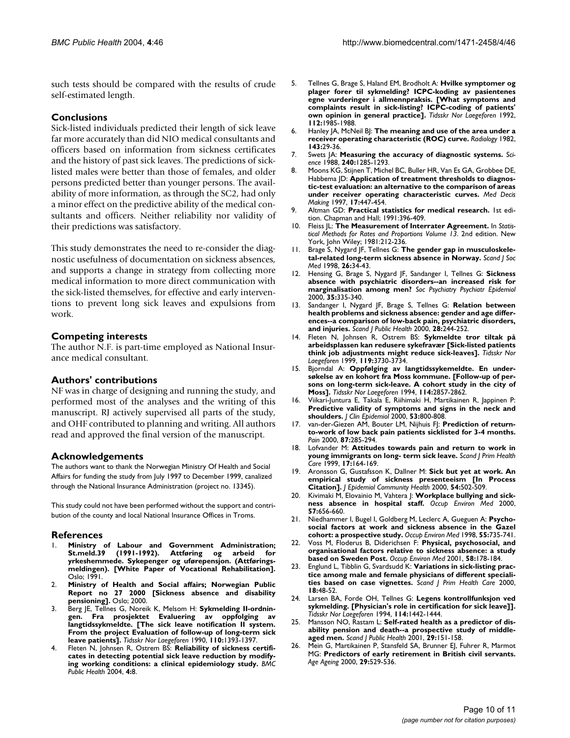such tests should be compared with the results of crude self-estimated length.

## Conclusions

Sick-listed individuals predicted their length of sick leave far more accurately than did NIO medical consultants and officers based on information from sickness certificates and the history of past sick leaves. The predictions of sick-listed males were better than those of females, and older persons predicted better than younger persons. The availability of more information, as through the SC2, had only a minor effect on the predictive ability of the medical consultants and officers. Neither reliability nor validity of their predictions was satisfactory.

This study demonstrates the need to re-consider the diagnostic usefulness of documentation on sickness absences, and supports a change in strategy from collecting more medical information to more direct communication with the sick-listed themselves, for effective and early interventions to prevent long sick leaves and expulsions from work.

## Competing interests

The author N.F. is part-time employed as National Insurance medical consultant.

## Authors' contributions

NF was in charge of designing and running the study, and performed most of the analyses and the writing of this manuscript. RJ actively supervised all parts of the study, and OHF contributed to planning and writing. All authors read and approved the final version of the manuscript.

## Acknowledgements

The authors want to thank the Norwegian Ministry Of Health and Social Affairs for funding the study from July 1997 to December 1999, canalized through the National Insurance Administration (project no. 13345).

This study could not have been performed without the support and contribution of the county and local National Insurance Offices in Troms.

## References

1. **Ministry of Labour and Government Administration; St.meld.39 (1991-1992). Attføring og arbeid for yrkeshemmede. Sykepenger og uførepensjon. (Attføringsmeldingen). [White Paper of Vocational Rehabilitation].** Oslo; 1991.
2. **Ministry of Health and Social affairs; Norwegian Public Report no 27 2000 [Sickness absence and disability pensioning].** Oslo; 2000.
3. Berg JE, Tellnes G, Noreik K, Melsom H: **Sykmelding II-ordningen. Fra prosjektet Evaluering av oppfolging av langtidssykmeldte. [The sick leave notification II system. From the project Evaluation of follow-up of long-term sick leave patients].** *Tidsskr Nor Laegeforen* 1990, **110:**1393-1397.
4. Fleten N, Johnsen R, Ostrem BS: **Reliability of sickness certificates in detecting potential sick leave reduction by modifying working conditions: a clinical epidemiology study.** *BMC Public Health* 2004, **4:**8.
5. Tellnes G, Brage S, Haland EM, Brodholt A: **Hvilke symptomer og plager forer til sykmelding? ICPC-koding av pasientenes egne vurderinger i allmennpraksis. [What symptoms and complaints result in sick-listing? ICPC-coding of patients' own opinion in general practice].** *Tidsskr Nor Laegeforen* 1992, **112:**1985-1988.
6. Hanley JA, McNeil BJ: **The meaning and use of the area under a receiver operating characteristic (ROC) curve.** *Radiology* 1982, **143:**29-36.
7. Swets JA: **Measuring the accuracy of diagnostic systems.** *Science* 1988, **240:**1285-1293.
8. Moons KG, Stijnen T, Michel BC, Buller HR, Van Es GA, Grobbee DE, Habbema JD: **Application of treatment thresholds to diagnostic-test evaluation: an alternative to the comparison of areas under receiver operating characteristic curves.** *Med Decis Making* 1997, **17:**447-454.
9. Altman GD: **Practical statistics for medical research.** 1st edition. Chapman and Hall; 1991:396-409.
10. Fleiss JL: **The Measurement of Interrater Agreement.** In *Statistical Methods for Rates and Proportions Volume 13*. 2nd edition. New York, John Wiley; 1981:212-236.
11. Brage S, Nygard JF, Tellnes G: **The gender gap in musculoskeletal-related long-term sickness absence in Norway.** *Scand J Soc Med* 1998, **26:**34-43.
12. Hensing G, Brage S, Nygard JF, Sandanger I, Tellnes G: **Sickness absence with psychiatric disorders--an increased risk for marginalisation among men?** *Soc Psychiatry Psychiatr Epidemiol* 2000, **35:**335-340.
13. Sandanger I, Nygard JF, Brage S, Tellnes G: **Relation between health problems and sickness absence: gender and age differences--a comparison of low-back pain, psychiatric disorders, and injuries.** *Scand J Public Health* 2000, **28:**244-252.
14. Fleten N, Johnsen R, Ostrem BS: **Sykmeldte tror tiltak på arbeidsplassen kan redusere sykefravær [Sick-listed patients think job adjustments might reduce sick-leaves].** *Tidsskr Nor Laegeforen* 1999, **119:**3730-3734.
15. Bjorndal A: **Oppfølging av langtidssykemeldte. En undersøkelse av en kohort fra Moss kommune. [Follow-up of persons on long-term sick-leave. A cohort study in the city of Moss].** *Tidsskr Nor Laegeforen* 1994, **114:**2857-2862.
16. Viikari-Juntura E, Takala E, Riihimaki H, Martikainen R, Jappinen P: **Predictive validity of symptoms and signs in the neck and shoulders.** *J Clin Epidemiol* 2000, **53:**800-808.
17. van-der-Giezen AM, Bouter LM, Nijhuis FJ: **Prediction of return-to-work of low back pain patients sicklisted for 3-4 months.** *Pain* 2000, **87:**285-294.
18. Lofvander M: **Attitudes towards pain and return to work in young immigrants on long- term sick leave.** *Scand J Prim Health Care* 1999, **17:**164-169.
19. Aronsson G, Gustafsson K, Dallner M: **Sick but yet at work. An empirical study of sickness presenteeism [In Process Citation].** *J Epidemiol Community Health* 2000, **54:**502-509.
20. Kivimaki M, Elovainio M, Vahtera J: **Workplace bullying and sickness absence in hospital staff.** *Occup Environ Med* 2000, **57:**656-660.
21. Niedhammer I, Bugel I, Goldberg M, Leclerc A, Gueguen A: **Psychosocial factors at work and sickness absence in the Gazel cohort: a prospective study.** *Occup Environ Med* 1998, **55:**735-741.
22. Voss M, Floderus B, Diderichsen F: **Physical, psychosocial, and organisational factors relative to sickness absence: a study based on Sweden Post.** *Occup Environ Med* 2001, **58:**178-184.
23. Englund L, Tibblin G, Svardsudd K: **Variations in sick-listing practice among male and female physicians of different specialities based on case vignettes.** *Scand J Prim Health Care* 2000, **18:**48-52.
24. Larsen BA, Forde OH, Tellnes G: **Legens kontrollfunksjon ved sykmelding. [Physician's role in certification for sick leave]].** *Tidsskr Nor Laegeforen* 1994, **114:**1442-1444.
25. Mansson NO, Rastam L: **Self-rated health as a predictor of disability pension and death--a prospective study of middle-aged men.** *Scand J Public Health* 2001, **29:**151-158.
26. Mein G, Martikainen P, Stansfeld SA, Brunner EJ, Fuhrer R, Marmot MG: **Predictors of early retirement in British civil servants.** *Age Ageing* 2000, **29:**529-536.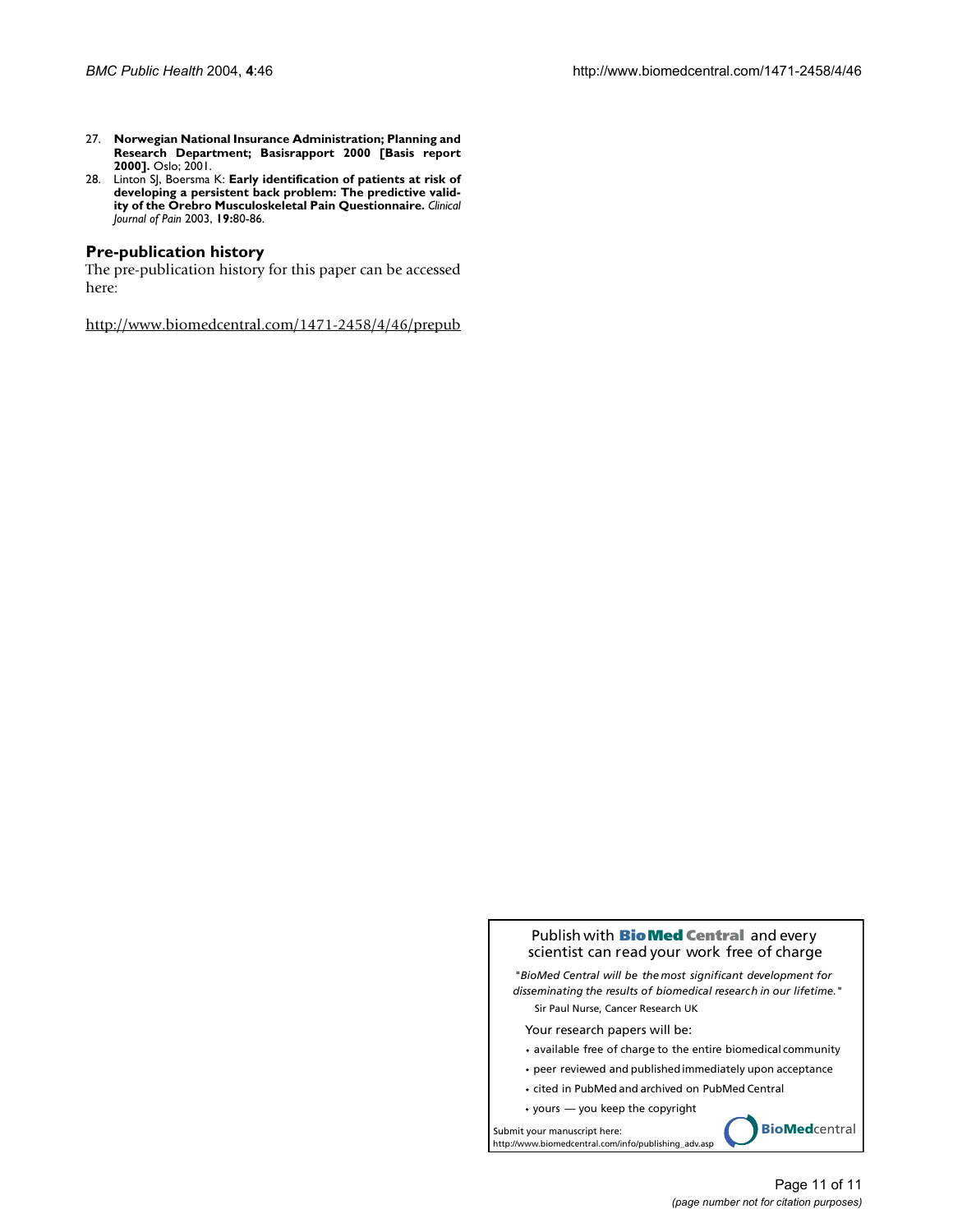27. **Norwegian National Insurance Administration; Planning and Research Department; Basisrapport 2000 [Basis report 2000].** Oslo; 2001.
28. Linton SJ, Boersma K: **Early identification of patients at risk of developing a persistent back problem: The predictive validity of the Orebro Musculoskeletal Pain Questionnaire.** *Clinical Journal of Pain* 2003, **19:**80-86.

## Pre-publication history

The pre-publication history for this paper can be accessed here:

http://www.biomedcentral.com/1471-2458/4/46/prepub

Publish with **BioMed Central** and every scientist can read your work free of charge

*"BioMed Central will be the most significant development for disseminating the results of biomedical research in our lifetime."*

Sir Paul Nurse, Cancer Research UK

Your research papers will be:

- available free of charge to the entire biomedical community
- peer reviewed and published immediately upon acceptance
- cited in PubMed and archived on PubMed Central
- yours — you keep the copyright

Submit your manuscript here:
http://www.biomedcentral.com/info/publishing_adv.asp

**BioMed**central